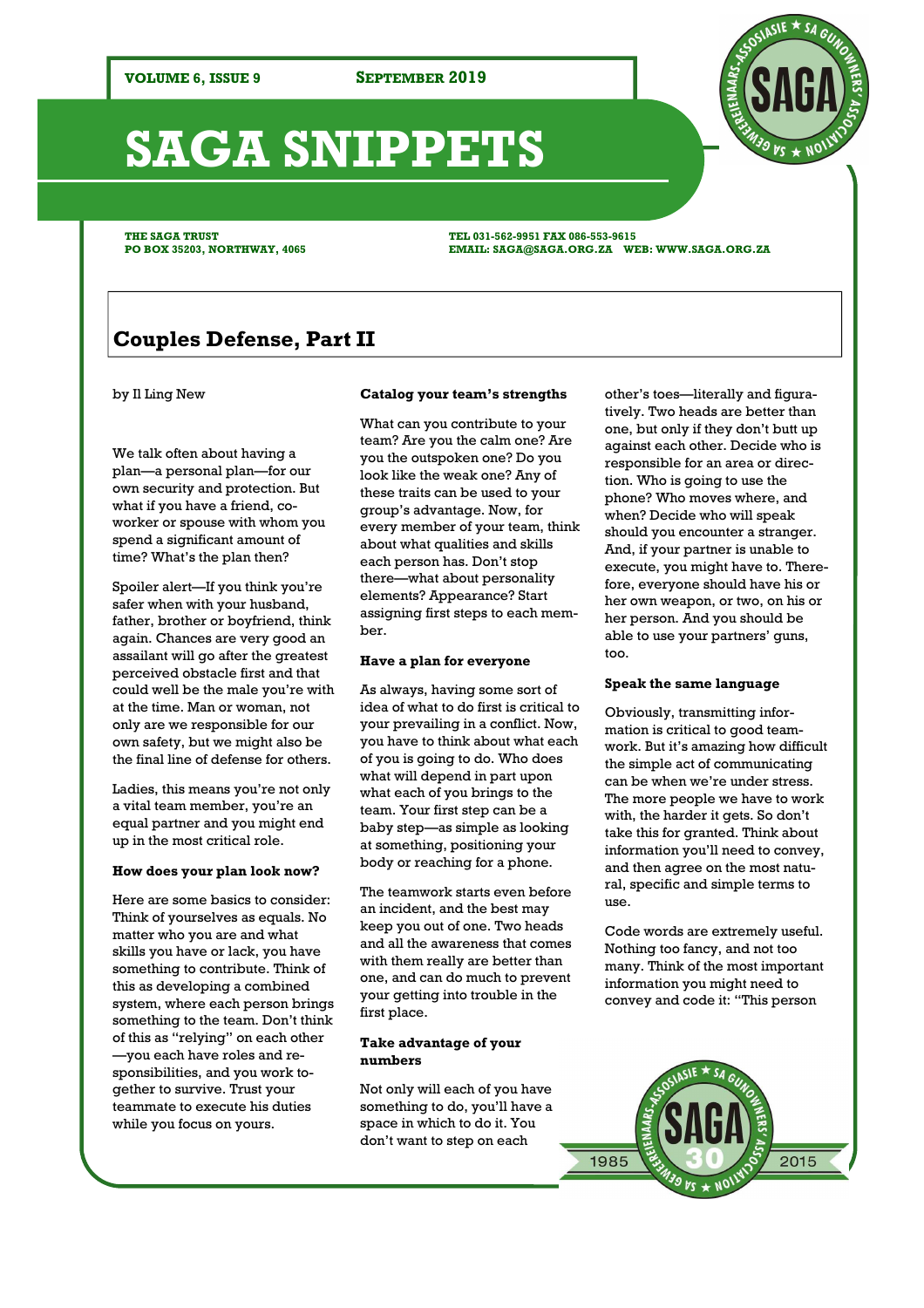# SAGA SNIPPETS

THE SAGA TRUST
PO BOX 35203, NORTHWAY, 4065

TEL 031-562-9951 FAX 086-553-9615
EMAIL: SAGA@SAGA.ORG.ZA WEB: WWW.SAGA.ORG.ZA

## Couples Defense, Part II

by Il Ling New

We talk often about having a plan—a personal plan—for our own security and protection. But what if you have a friend, co-worker or spouse with whom you spend a significant amount of time? What's the plan then?

Spoiler alert—If you think you're safer when with your husband, father, brother or boyfriend, think again. Chances are very good an assailant will go after the greatest perceived obstacle first and that could well be the male you're with at the time. Man or woman, not only are we responsible for our own safety, but we might also be the final line of defense for others.

Ladies, this means you're not only a vital team member, you're an equal partner and you might end up in the most critical role.

**How does your plan look now?**

Here are some basics to consider: Think of yourselves as equals. No matter who you are and what skills you have or lack, you have something to contribute. Think of this as developing a combined system, where each person brings something to the team. Don't think of this as "relying" on each other—you each have roles and responsibilities, and you work together to survive. Trust your teammate to execute his duties while you focus on yours.

**Catalog your team's strengths**

What can you contribute to your team? Are you the calm one? Are you the outspoken one? Do you look like the weak one? Any of these traits can be used to your group's advantage. Now, for every member of your team, think about what qualities and skills each person has. Don't stop there—what about personality elements? Appearance? Start assigning first steps to each member.

**Have a plan for everyone**

As always, having some sort of idea of what to do first is critical to your prevailing in a conflict. Now, you have to think about what each of you is going to do. Who does what will depend in part upon what each of you brings to the team. Your first step can be a baby step—as simple as looking at something, positioning your body or reaching for a phone.

The teamwork starts even before an incident, and the best may keep you out of one. Two heads and all the awareness that comes with them really are better than one, and can do much to prevent your getting into trouble in the first place.

**Take advantage of your numbers**

Not only will each of you have something to do, you'll have a space in which to do it. You don't want to step on each other's toes—literally and figuratively. Two heads are better than one, but only if they don't butt up against each other. Decide who is responsible for an area or direction. Who is going to use the phone? Who moves where, and when? Decide who will speak should you encounter a stranger. And, if your partner is unable to execute, you might have to. Therefore, everyone should have his or her own weapon, or two, on his or her person. And you should be able to use your partners' guns, too.

**Speak the same language**

Obviously, transmitting information is critical to good teamwork. But it's amazing how difficult the simple act of communicating can be when we're under stress. The more people we have to work with, the harder it gets. So don't take this for granted. Think about information you'll need to convey, and then agree on the most natural, specific and simple terms to use.

Code words are extremely useful. Nothing too fancy, and not too many. Think of the most important information you might need to convey and code it: "This person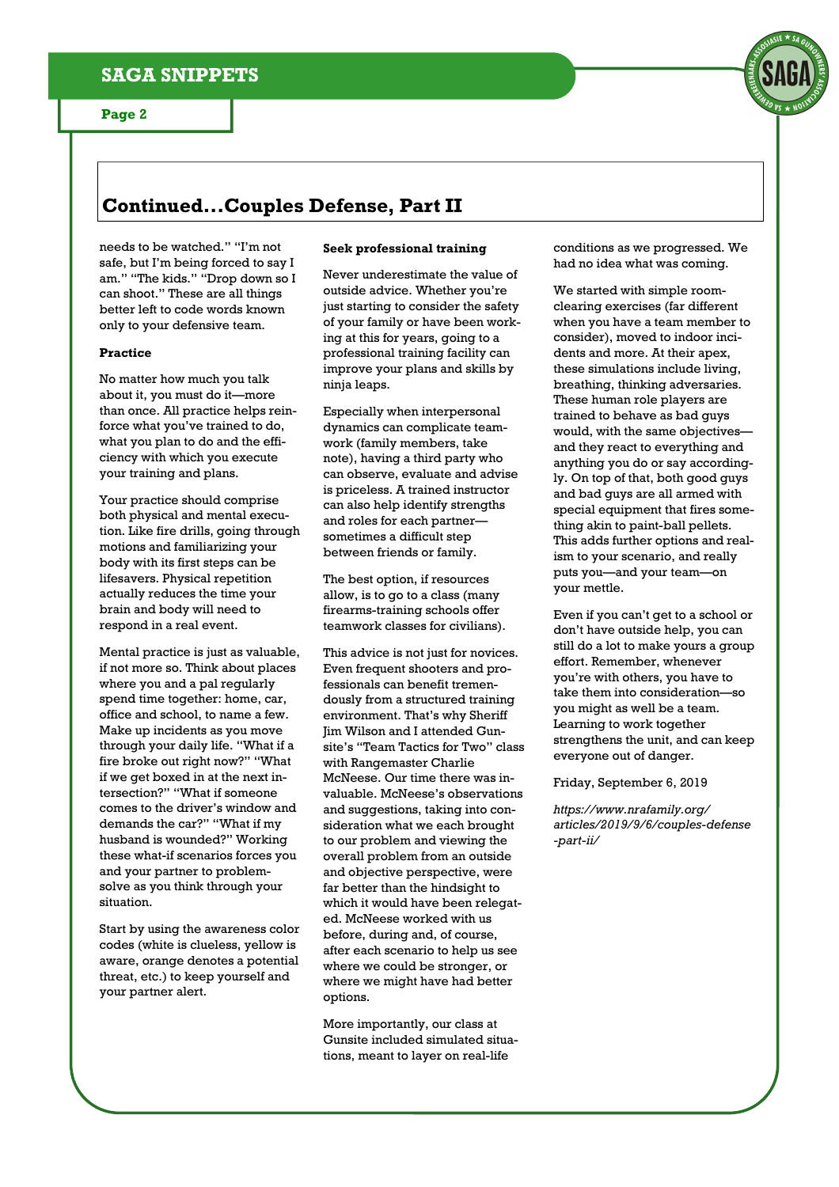## Continued…Couples Defense, Part II

needs to be watched." "I'm not safe, but I'm being forced to say I am." "The kids." "Drop down so I can shoot." These are all things better left to code words known only to your defensive team.

**Practice**

No matter how much you talk about it, you must do it—more than once. All practice helps reinforce what you've trained to do, what you plan to do and the efficiency with which you execute your training and plans.

Your practice should comprise both physical and mental execution. Like fire drills, going through motions and familiarizing your body with its first steps can be lifesavers. Physical repetition actually reduces the time your brain and body will need to respond in a real event.

Mental practice is just as valuable, if not more so. Think about places where you and a pal regularly spend time together: home, car, office and school, to name a few. Make up incidents as you move through your daily life. "What if a fire broke out right now?" "What if we get boxed in at the next intersection?" "What if someone comes to the driver's window and demands the car?" "What if my husband is wounded?" Working these what-if scenarios forces you and your partner to problem-solve as you think through your situation.

Start by using the awareness color codes (white is clueless, yellow is aware, orange denotes a potential threat, etc.) to keep yourself and your partner alert.

**Seek professional training**

Never underestimate the value of outside advice. Whether you're just starting to consider the safety of your family or have been working at this for years, going to a professional training facility can improve your plans and skills by ninja leaps.

Especially when interpersonal dynamics can complicate teamwork (family members, take note), having a third party who can observe, evaluate and advise is priceless. A trained instructor can also help identify strengths and roles for each partner—sometimes a difficult step between friends or family.

The best option, if resources allow, is to go to a class (many firearms-training schools offer teamwork classes for civilians).

This advice is not just for novices. Even frequent shooters and professionals can benefit tremendously from a structured training environment. That's why Sheriff Jim Wilson and I attended Gunsite's "Team Tactics for Two" class with Rangemaster Charlie McNeese. Our time there was invaluable. McNeese's observations and suggestions, taking into consideration what we each brought to our problem and viewing the overall problem from an outside and objective perspective, were far better than the hindsight to which it would have been relegated. McNeese worked with us before, during and, of course, after each scenario to help us see where we could be stronger, or where we might have had better options.

More importantly, our class at Gunsite included simulated situations, meant to layer on real-life conditions as we progressed. We had no idea what was coming.

We started with simple room-clearing exercises (far different when you have a team member to consider), moved to indoor incidents and more. At their apex, these simulations include living, breathing, thinking adversaries. These human role players are trained to behave as bad guys would, with the same objectives—and they react to everything and anything you do or say accordingly. On top of that, both good guys and bad guys are all armed with special equipment that fires something akin to paint-ball pellets. This adds further options and realism to your scenario, and really puts you—and your team—on your mettle.

Even if you can't get to a school or don't have outside help, you can still do a lot to make yours a group effort. Remember, whenever you're with others, you have to take them into consideration—so you might as well be a team. Learning to work together strengthens the unit, and can keep everyone out of danger.

Friday, September 6, 2019

*https://www.nrafamily.org/articles/2019/9/6/couples-defense-part-ii/*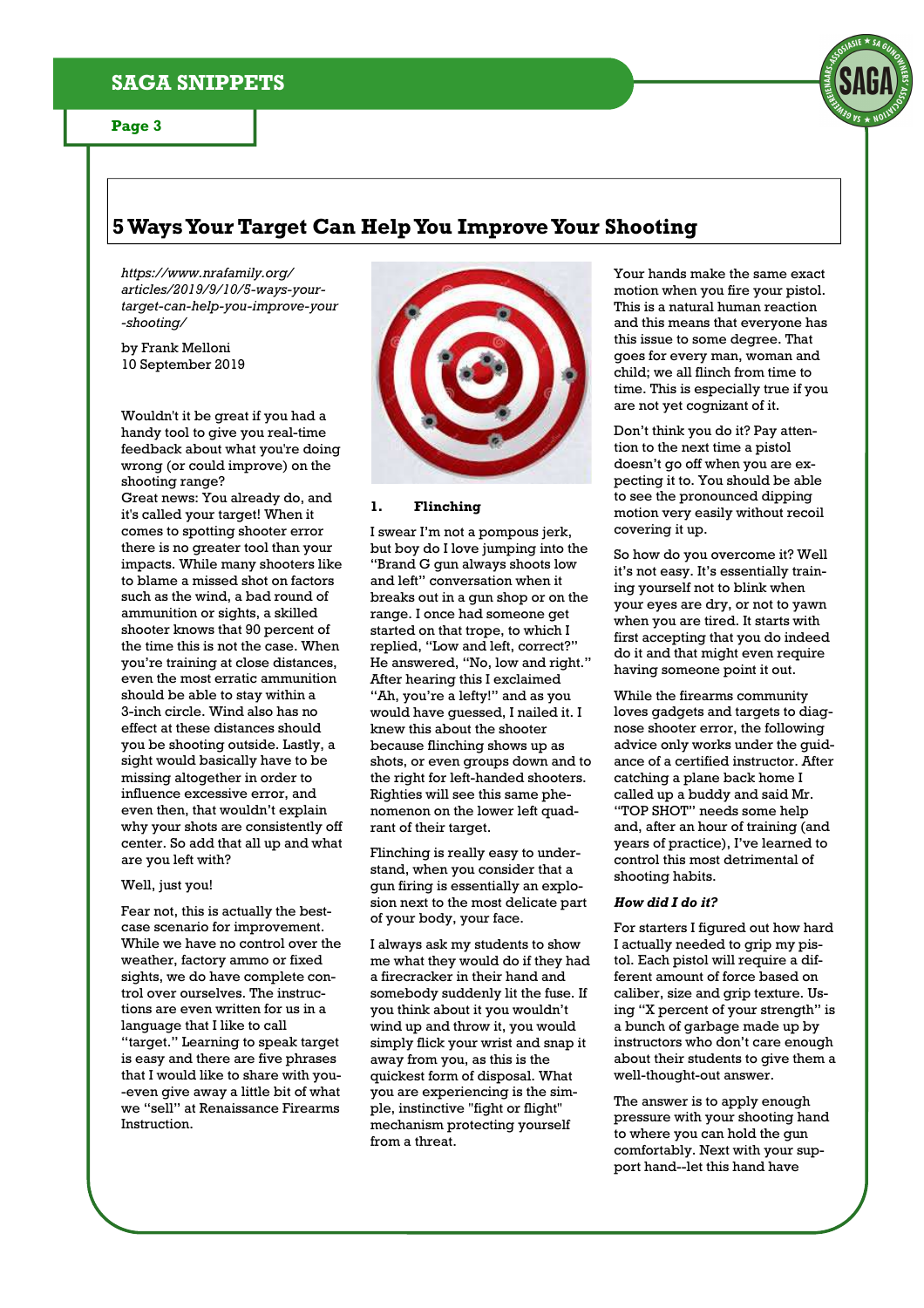# 5 Ways Your Target Can Help You Improve Your Shooting

*https://www.nrafamily.org/articles/2019/9/10/5-ways-your-target-can-help-you-improve-your-shooting/*

by Frank Melloni
10 September 2019

Wouldn't it be great if you had a handy tool to give you real-time feedback about what you're doing wrong (or could improve) on the shooting range?

Great news: You already do, and it's called your target! When it comes to spotting shooter error there is no greater tool than your impacts. While many shooters like to blame a missed shot on factors such as the wind, a bad round of ammunition or sights, a skilled shooter knows that 90 percent of the time this is not the case. When you're training at close distances, even the most erratic ammunition should be able to stay within a 3-inch circle. Wind also has no effect at these distances should you be shooting outside. Lastly, a sight would basically have to be missing altogether in order to influence excessive error, and even then, that wouldn't explain why your shots are consistently off center. So add that all up and what are you left with?

Well, just you!

Fear not, this is actually the best-case scenario for improvement. While we have no control over the weather, factory ammo or fixed sights, we do have complete control over ourselves. The instructions are even written for us in a language that I like to call "target." Learning to speak target is easy and there are five phrases that I would like to share with you--even give away a little bit of what we "sell" at Renaissance Firearms Instruction.

## 1. Flinching

I swear I'm not a pompous jerk, but boy do I love jumping into the "low and left" conversation when it breaks out in a gun shop or on the range. I once had someone get started on that trope, to which I replied, "Low and left, correct?" He answered, "No, low and right." After hearing this I exclaimed "Ah, you're a lefty!" and as you would have guessed, I nailed it. I knew this about the shooter because flinching shows up as shots, or even groups down and to the right for left-handed shooters. Righties will see this same phenomenon on the lower left quadrant of their target.

Flinching is really easy to understand, when you consider that a gun firing is essentially an explosion next to the most delicate part of your body, your face.

I always ask my students to show me what they would do if they had a firecracker in their hand and somebody suddenly lit the fuse. If you think about it you wouldn't wind up and throw it, you would simply flick your wrist and snap it away from you, as this is the quickest form of disposal. What you are experiencing is the simple, instinctive "fight or flight" mechanism protecting yourself from a threat.

Your hands make the same exact motion when you fire your pistol. This is a natural human reaction and this means that everyone has this issue to some degree. That goes for every man, woman and child; we all flinch from time to time. This is especially true if you are not yet cognizant of it.

Don't think you do it? Pay attention to the next time a pistol doesn't go off when you are expecting it to. You should be able to see the pronounced dipping motion very easily without recoil covering it up.

So how do you overcome it? Well it's not easy. It's essentially training yourself not to blink when your eyes are dry, or not to yawn when you are tired. It starts with first accepting that you do indeed do it and that might even require having someone point it out.

While the firearms community loves gadgets and targets to diagnose shooter error, the following advice only works under the guidance of a certified instructor. After catching a plane back home I called up a buddy and said Mr. "TOP SHOT" needs some help and, after an hour of training (and years of practice), I've learned to control this most detrimental of shooting habits.

***How did I do it?***

For starters I figured out how hard I actually needed to grip my pistol. Each pistol will require a different amount of force based on caliber, size and grip texture. Using "X percent of your strength" is a bunch of garbage made up by instructors who don't care enough about their students to give them a well-thought-out answer.

The answer is to apply enough pressure with your shooting hand to where you can hold the gun comfortably. Next with your support hand--let this hand have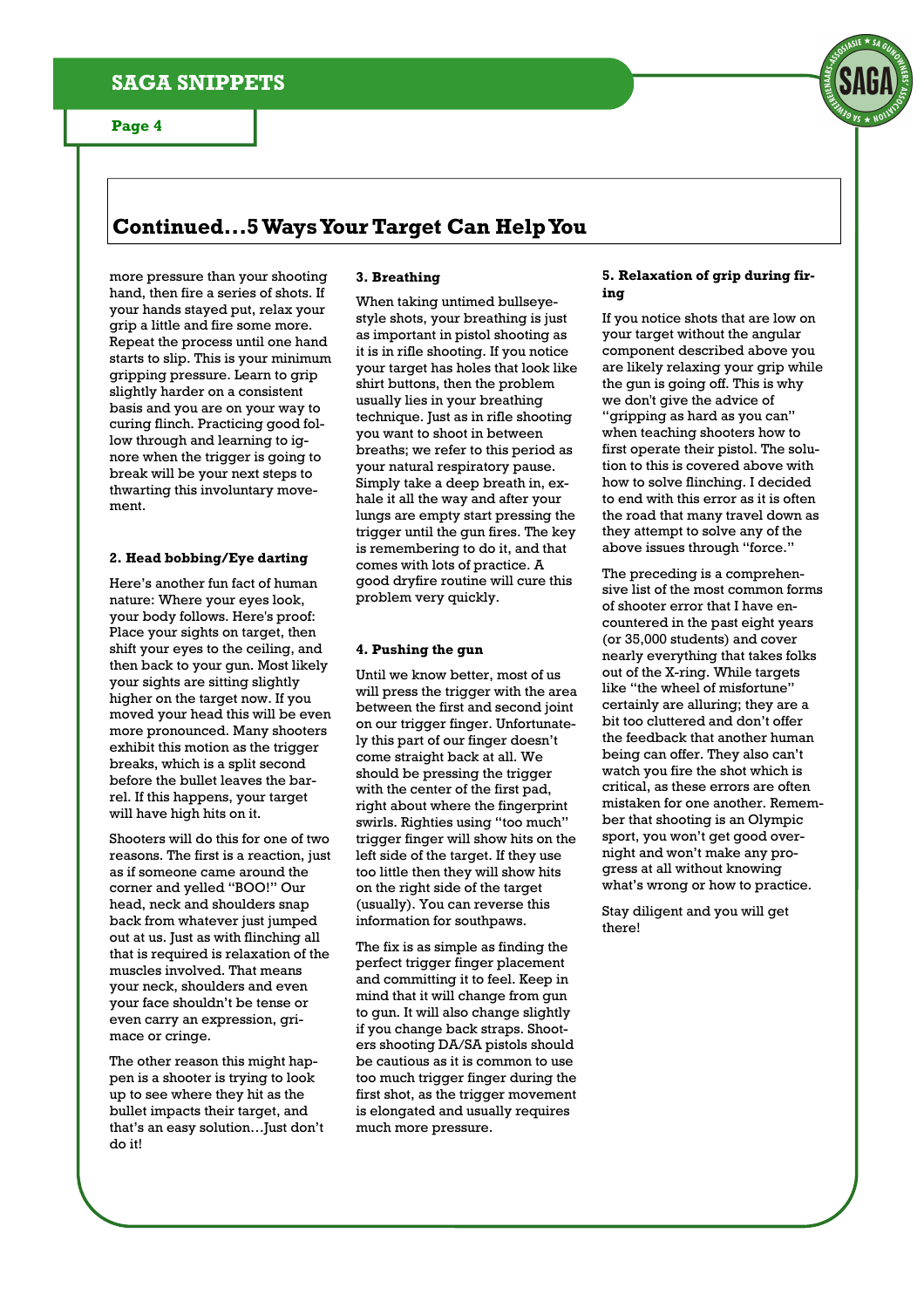## Continued…5 Ways Your Target Can Help You

more pressure than your shooting hand, then fire a series of shots. If your hands stayed put, relax your grip a little and fire some more. Repeat the process until one hand starts to slip. This is your minimum gripping pressure. Learn to grip slightly harder on a consistent basis and you are on your way to curing flinch. Practicing good follow through and learning to ignore when the trigger is going to break will be your next steps to thwarting this involuntary movement.

**2. Head bobbing/Eye darting**

Here's another fun fact of human nature: Where your eyes look, your body follows. Here's proof: Place your sights on target, then shift your eyes to the ceiling, and then back to your gun. Most likely your sights are sitting slightly higher on the target now. If you moved your head this will be even more pronounced. Many shooters exhibit this motion as the trigger breaks, which is a split second before the bullet leaves the barrel. If this happens, your target will have high hits on it.

Shooters will do this for one of two reasons. The first is a reaction, just as if someone came around the corner and yelled "BOO!" Our head, neck and shoulders snap back from whatever just jumped out at us. Just as with flinching all that is required is relaxation of the muscles involved. That means your neck, shoulders and even your face shouldn't be tense or even carry an expression, grimace or cringe.

The other reason this might happen is a shooter is trying to look up to see where they hit as the bullet impacts their target, and that's an easy solution…Just don't do it!

**3. Breathing**

When taking untimed bullseye-style shots, your breathing is just as important in pistol shooting as it is in rifle shooting. If you notice your target has holes that look like shirt buttons, then the problem usually lies in your breathing technique. Just as in rifle shooting you want to shoot in between breaths; we refer to this period as your natural respiratory pause. Simply take a deep breath in, exhale it all the way and after your lungs are empty start pressing the trigger until the gun fires. The key is remembering to do it, and that comes with lots of practice. A good dryfire routine will cure this problem very quickly.

**4. Pushing the gun**

Until we know better, most of us will press the trigger with the area between the first and second joint on our trigger finger. Unfortunately this part of our finger doesn't come straight back at all. We should be pressing the trigger with the center of the first pad, right about where the fingerprint swirls. Righties using "too much" trigger finger will show hits on the left side of the target. If they use too little then they will show hits on the right side of the target (usually). You can reverse this information for southpaws.

The fix is as simple as finding the perfect trigger finger placement and committing it to feel. Keep in mind that it will change from gun to gun. It will also change slightly if you change back straps. Shooters shooting DA/SA pistols should be cautious as it is common to use too much trigger finger during the first shot, as the trigger movement is elongated and usually requires much more pressure.

**5. Relaxation of grip during firing**

If you notice shots that are low on your target without the angular component described above you are likely relaxing your grip while the gun is going off. This is why we don't give the advice of "gripping as hard as you can" when teaching shooters how to first operate their pistol. The solution to this is covered above with how to solve flinching. I decided to end with this error as it is often the road that many travel down as they attempt to solve any of the above issues through "force."

The preceding is a comprehensive list of the most common forms of shooter error that I have encountered in the past eight years (or 35,000 students) and cover nearly everything that takes folks out of the X-ring. While targets like "the wheel of misfortune" certainly are alluring; they are a bit too cluttered and don't offer the feedback that another human being can offer. They also can't watch you fire the shot which is critical, as these errors are often mistaken for one another. Remember that shooting is an Olympic sport, you won't get good overnight and won't make any progress at all without knowing what's wrong or how to practice.

Stay diligent and you will get there!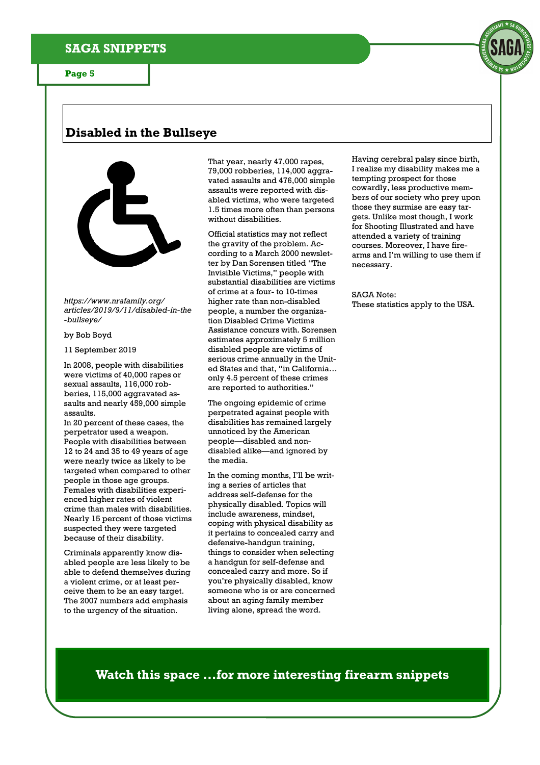## Disabled in the Bullseye

*https://www.nrafamily.org/articles/2019/9/11/disabled-in-the-bullseye/*

by Bob Boyd

11 September 2019

In 2008, people with disabilities were victims of 40,000 rapes or sexual assaults, 116,000 robberies, 115,000 aggravated assaults and nearly 459,000 simple assaults.
In 20 percent of these cases, the perpetrator used a weapon. People with disabilities between 12 to 24 and 35 to 49 years of age were nearly twice as likely to be targeted when compared to other people in those age groups. Females with disabilities experienced higher rates of violent crime than males with disabilities. Nearly 15 percent of those victims suspected they were targeted because of their disability.

Criminals apparently know disabled people are less likely to be able to defend themselves during a violent crime, or at least perceive them to be an easy target. The 2007 numbers add emphasis to the urgency of the situation.

That year, nearly 47,000 rapes, 79,000 robberies, 114,000 aggravated assaults and 476,000 simple assaults were reported with disabled victims, who were targeted 1.5 times more often than persons without disabilities.

Official statistics may not reflect the gravity of the problem. According to a March 2000 newsletter by Dan Sorensen titled "The Invisible Victims," people with substantial disabilities are victims of crime at a four- to 10-times higher rate than non-disabled people, a number the organization Disabled Crime Victims Assistance concurs with. Sorensen estimates approximately 5 million disabled people are victims of serious crime annually in the United States and that, "in California… only 4.5 percent of these crimes are reported to authorities."

The ongoing epidemic of crime perpetrated against people with disabilities has remained largely unnoticed by the American people—disabled and non-disabled alike—and ignored by the media.

In the coming months, I'll be writing a series of articles that address self-defense for the physically disabled. Topics will include awareness, mindset, coping with physical disability as it pertains to concealed carry and defensive-handgun training, things to consider when selecting a handgun for self-defense and concealed carry and more. So if you're physically disabled, know someone who is or are concerned about an aging family member living alone, spread the word.

Having cerebral palsy since birth, I realize my disability makes me a tempting prospect for those cowardly, less productive members of our society who prey upon those they surmise are easy targets. Unlike most though, I work for Shooting Illustrated and have attended a variety of training courses. Moreover, I have firearms and I'm willing to use them if necessary.

SAGA Note:
These statistics apply to the USA.

**Watch this space …for more interesting firearm snippets**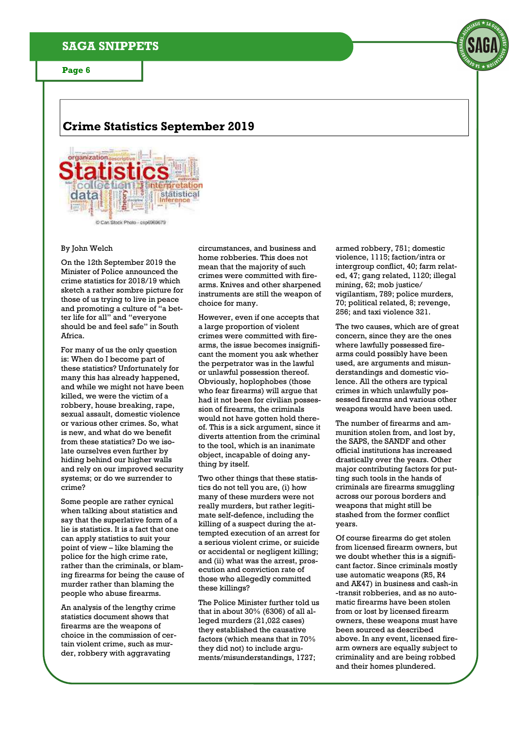## Crime Statistics September 2019

© Can Stock Photo - csp6968679

By John Welch

On the 12th September 2019 the Minister of Police announced the crime statistics for 2018/19 which sketch a rather sombre picture for those of us trying to live in peace and promoting a culture of "a better life for all" and "everyone should be and feel safe" in South Africa.

For many of us the only question is: When do I become part of these statistics? Unfortunately for many this has already happened, and while we might not have been killed, we were the victim of a robbery, house breaking, rape, sexual assault, domestic violence or various other crimes. So, what is new, and what do we benefit from these statistics? Do we isolate ourselves even further by hiding behind our higher walls and rely on our improved security systems; or do we surrender to crime?

Some people are rather cynical when talking about statistics and say that the superlative form of a lie is statistics. It is a fact that one can apply statistics to suit your point of view – like blaming the police for the high crime rate, rather than the criminals, or blaming firearms for being the cause of murder rather than blaming the people who abuse firearms.

An analysis of the lengthy crime statistics document shows that firearms are the weapons of choice in the commission of certain violent crime, such as murder, robbery with aggravating circumstances, and business and home robberies. This does not mean that the majority of such crimes were committed with firearms. Knives and other sharpened instruments are still the weapon of choice for many.

However, even if one accepts that a large proportion of violent crimes were committed with firearms, the issue becomes insignificant the moment you ask whether the perpetrator was in the lawful or unlawful possession thereof. Obviously, hoplophobes (those who fear firearms) will argue that had it not been for civilian possession of firearms, the criminals would not have gotten hold thereof. This is a sick argument, since it diverts attention from the criminal to the tool, which is an inanimate object, incapable of doing anything by itself.

Two other things that these statistics do not tell you are, (i) how many of these murders were not really murders, but rather legitimate self-defence, including the killing of a suspect during the attempted execution of an arrest for a serious violent crime, or suicide or accidental or negligent killing; and (ii) what was the arrest, prosecution and conviction rate of those who allegedly committed these killings?

The Police Minister further told us that in about 30% (6306) of all alleged murders (21,022 cases) they established the causative factors (which means that in 70% they did not) to include arguments/misunderstandings, 1727; armed robbery, 751; domestic violence, 1115; faction/intra or intergroup conflict, 40; farm related, 47; gang related, 1120; illegal mining, 62; mob justice/vigilantism, 789; police murders, 70; political related, 8; revenge, 256; and taxi violence 321.

The two causes, which are of great concern, since they are the ones where lawfully possessed firearms could possibly have been used, are arguments and misunderstandings and domestic violence. All the others are typical crimes in which unlawfully possessed firearms and various other weapons would have been used.

The number of firearms and ammunition stolen from, and lost by, the SAPS, the SANDF and other official institutions has increased drastically over the years. Other major contributing factors for putting such tools in the hands of criminals are firearms smuggling across our porous borders and weapons that might still be stashed from the former conflict years.

Of course firearms do get stolen from licensed firearm owners, but we doubt whether this is a significant factor. Since criminals mostly use automatic weapons (R5, R4 and AK47) in business and cash-in-transit robberies, and as no automatic firearms have been stolen from or lost by licensed firearm owners, these weapons must have been sourced as described above. In any event, licensed firearm owners are equally subject to criminality and are being robbed and their homes plundered.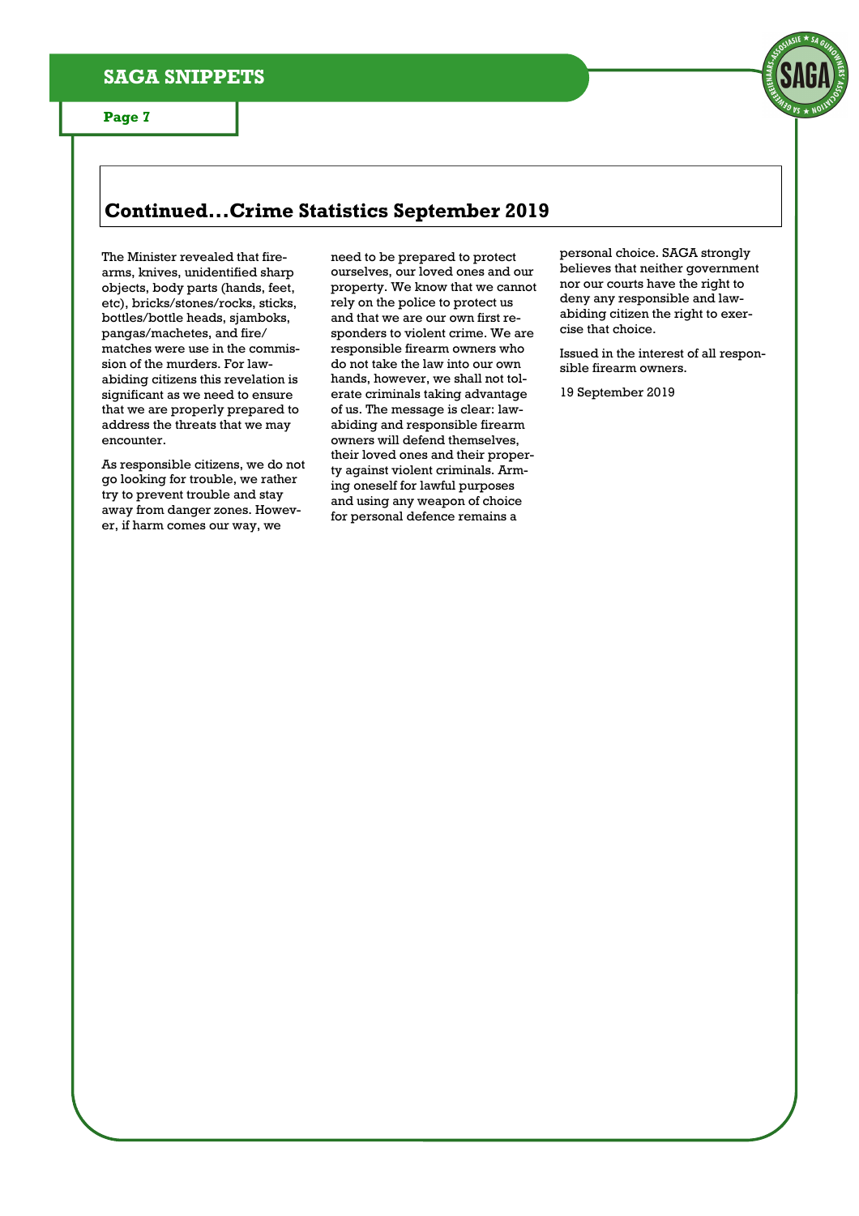## Continued…Crime Statistics September 2019

The Minister revealed that firearms, knives, unidentified sharp objects, body parts (hands, feet, etc), bricks/stones/rocks, sticks, bottles/bottle heads, sjamboks, pangas/machetes, and fire/matches were use in the commission of the murders. For law-abiding citizens this revelation is significant as we need to ensure that we are properly prepared to address the threats that we may encounter.

As responsible citizens, we do not go looking for trouble, we rather try to prevent trouble and stay away from danger zones. However, if harm comes our way, we need to be prepared to protect ourselves, our loved ones and our property. We know that we cannot rely on the police to protect us and that we are our own first responders to violent crime. We are responsible firearm owners who do not take the law into our own hands, however, we shall not tolerate criminals taking advantage of us. The message is clear: law-abiding and responsible firearm owners will defend themselves, their loved ones and their property against violent criminals. Arming oneself for lawful purposes and using any weapon of choice for personal defence remains a personal choice. SAGA strongly believes that neither government nor our courts have the right to deny any responsible and law-abiding citizen the right to exercise that choice.

Issued in the interest of all responsible firearm owners.

19 September 2019